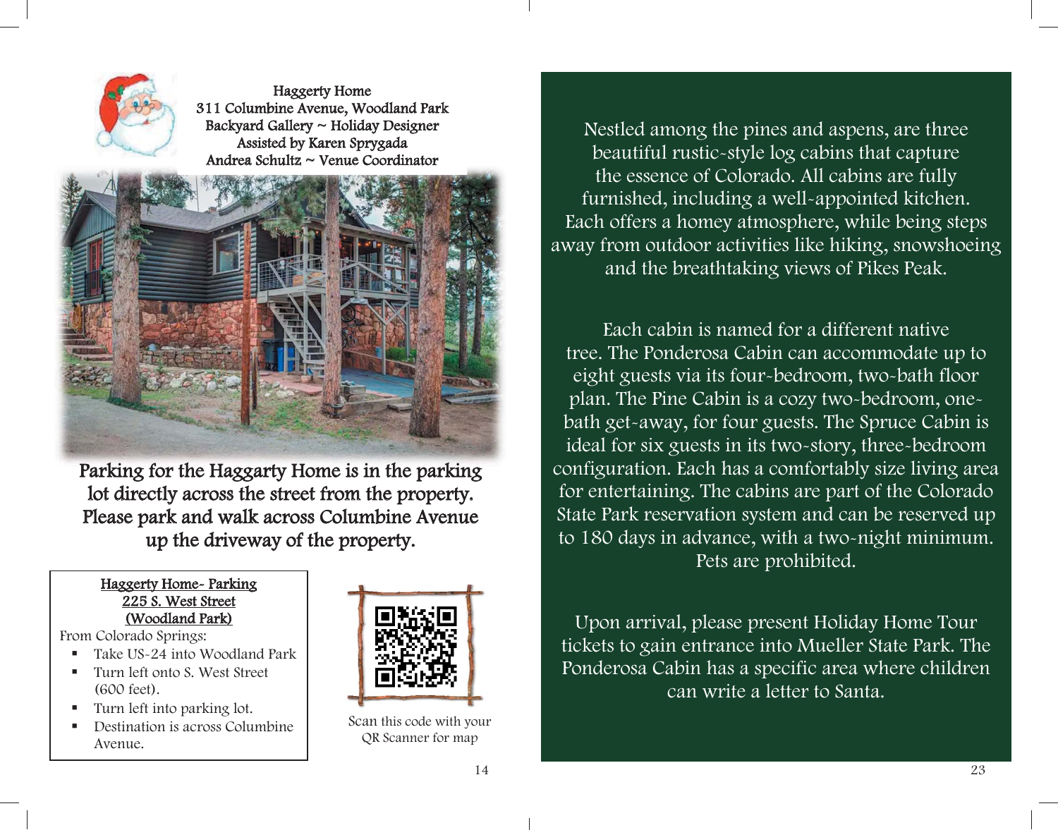Haggerty Home
311 Columbine Avenue, Woodland Park
Backyard Gallery ~ Holiday Designer
Assisted by Karen Sprygada
Andrea Schultz ~ Venue Coordinator

**Parking for the Haggarty Home is in the parking lot directly across the street from the property. Please park and walk across Columbine Avenue up the driveway of the property.**

<u>Haggerty Home- Parking</u>
<u>225 S. West Street</u>
<u>(Woodland Park)</u>

From Colorado Springs:

- Take US-24 into Woodland Park
- Turn left onto S. West Street (600 feet).
- Turn left into parking lot.
- Destination is across Columbine Avenue.

Scan this code with your QR Scanner for map

Nestled among the pines and aspens, are three beautiful rustic-style log cabins that capture the essence of Colorado. All cabins are fully furnished, including a well-appointed kitchen. Each offers a homey atmosphere, while being steps away from outdoor activities like hiking, snowshoeing and the breathtaking views of Pikes Peak.

Each cabin is named for a different native tree. The Ponderosa Cabin can accommodate up to eight guests via its four-bedroom, two-bath floor plan. The Pine Cabin is a cozy two-bedroom, one-bath get-away, for four guests. The Spruce Cabin is ideal for six guests in its two-story, three-bedroom configuration. Each has a comfortably size living area for entertaining. The cabins are part of the Colorado State Park reservation system and can be reserved up to 180 days in advance, with a two-night minimum. Pets are prohibited.

Upon arrival, please present Holiday Home Tour tickets to gain entrance into Mueller State Park. The Ponderosa Cabin has a specific area where children can write a letter to Santa.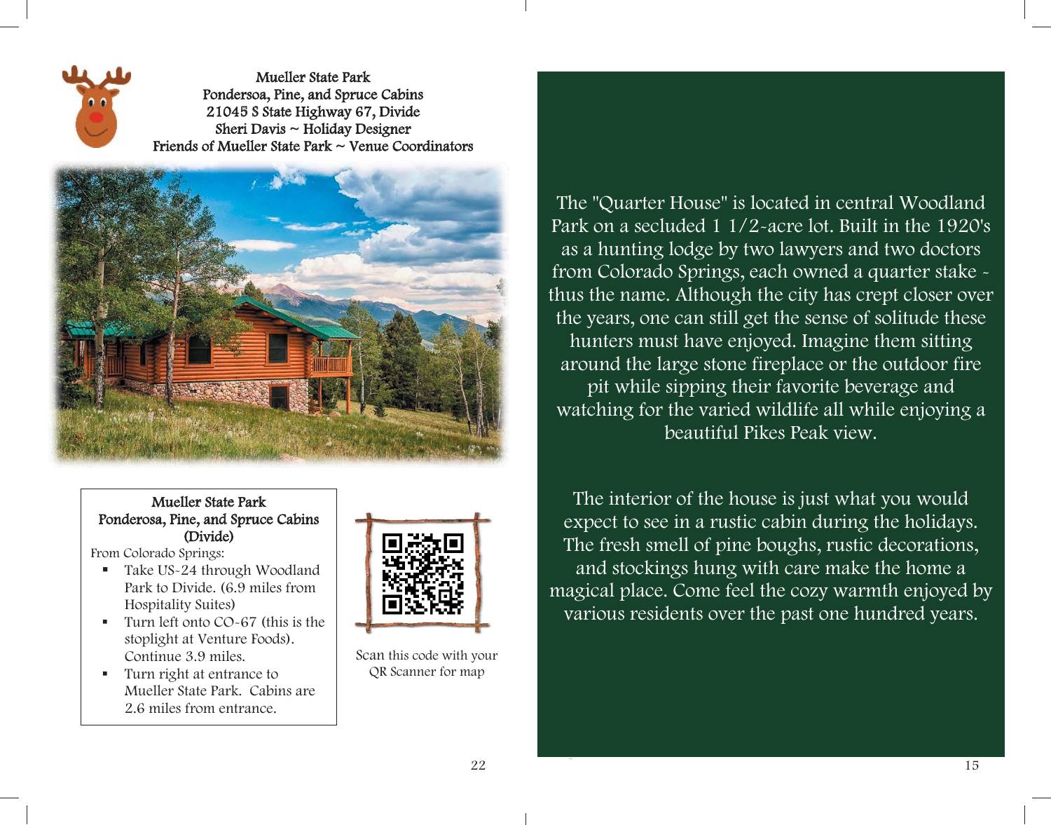Mueller State Park
Pondersoa, Pine, and Spruce Cabins
21045 S State Highway 67, Divide
Sheri Davis ~ Holiday Designer
Friends of Mueller State Park ~ Venue Coordinators

**Mueller State Park**
**Ponderosa, Pine, and Spruce Cabins**
**(Divide)**

From Colorado Springs:

- Take US-24 through Woodland Park to Divide. (6.9 miles from Hospitality Suites)
- Turn left onto CO-67 (this is the stoplight at Venture Foods). Continue 3.9 miles.
- Turn right at entrance to Mueller State Park. Cabins are 2.6 miles from entrance.

Scan this code with your QR Scanner for map

The "Quarter House" is located in central Woodland Park on a secluded 1 1/2-acre lot. Built in the 1920's as a hunting lodge by two lawyers and two doctors from Colorado Springs, each owned a quarter stake - thus the name. Although the city has crept closer over the years, one can still get the sense of solitude these hunters must have enjoyed. Imagine them sitting around the large stone fireplace or the outdoor fire pit while sipping their favorite beverage and watching for the varied wildlife all while enjoying a beautiful Pikes Peak view.

The interior of the house is just what you would expect to see in a rustic cabin during the holidays. The fresh smell of pine boughs, rustic decorations, and stockings hung with care make the home a magical place. Come feel the cozy warmth enjoyed by various residents over the past one hundred years.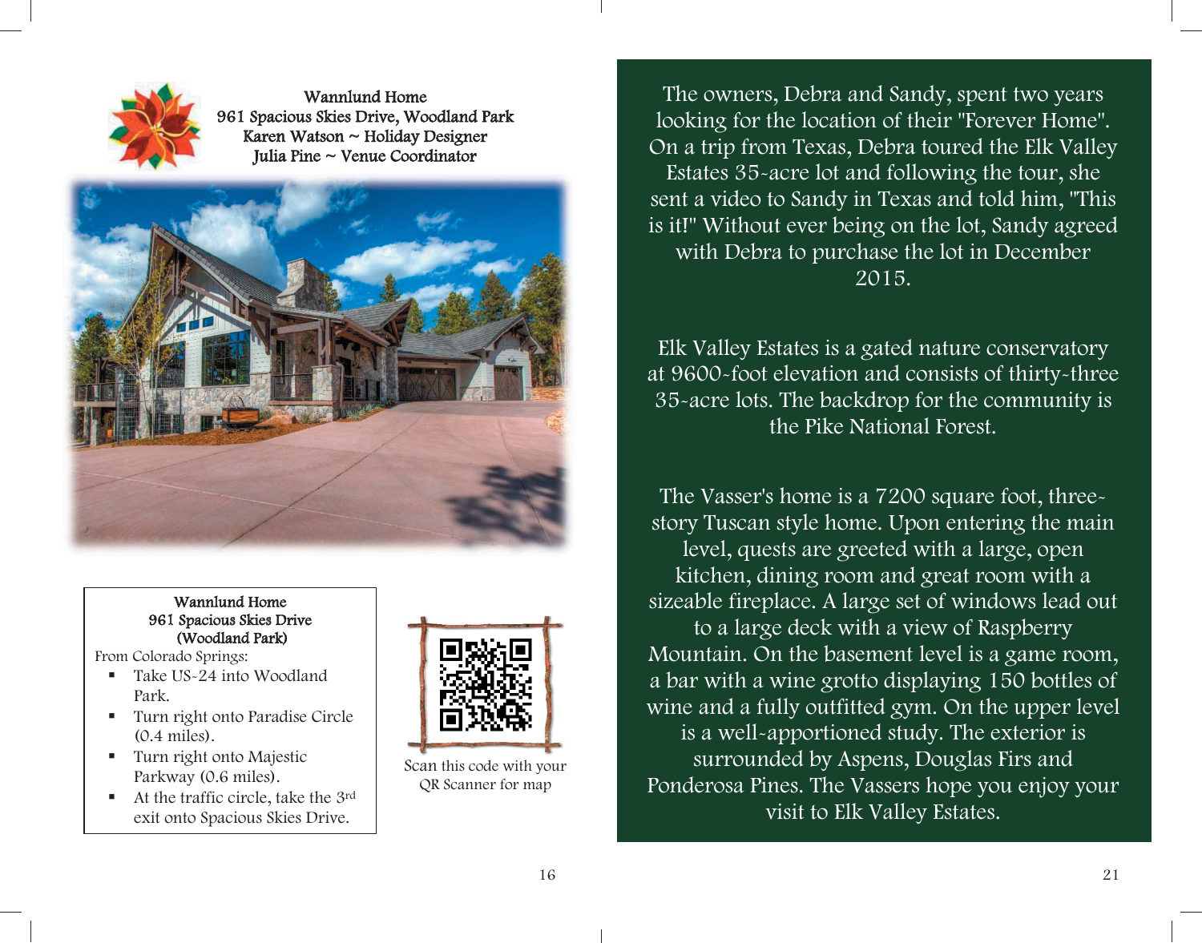**Wannlund Home**
**961 Spacious Skies Drive, Woodland Park**
**Karen Watson ~ Holiday Designer**
**Julia Pine ~ Venue Coordinator**

**Wannlund Home**
**961 Spacious Skies Drive**
**(Woodland Park)**

From Colorado Springs:

- Take US-24 into Woodland Park.
- Turn right onto Paradise Circle (0.4 miles).
- Turn right onto Majestic Parkway (0.6 miles).
- At the traffic circle, take the 3rd exit onto Spacious Skies Drive.

Scan this code with your QR Scanner for map

The owners, Debra and Sandy, spent two years looking for the location of their "Forever Home". On a trip from Texas, Debra toured the Elk Valley Estates 35-acre lot and following the tour, she sent a video to Sandy in Texas and told him, "This is it!" Without ever being on the lot, Sandy agreed with Debra to purchase the lot in December 2015.

Elk Valley Estates is a gated nature conservatory at 9600-foot elevation and consists of thirty-three 35-acre lots. The backdrop for the community is the Pike National Forest.

The Vasser's home is a 7200 square foot, three-story Tuscan style home. Upon entering the main level, quests are greeted with a large, open kitchen, dining room and great room with a sizeable fireplace. A large set of windows lead out to a large deck with a view of Raspberry Mountain. On the basement level is a game room, a bar with a wine grotto displaying 150 bottles of wine and a fully outfitted gym. On the upper level is a well-apportioned study. The exterior is surrounded by Aspens, Douglas Firs and Ponderosa Pines. The Vassers hope you enjoy your visit to Elk Valley Estates.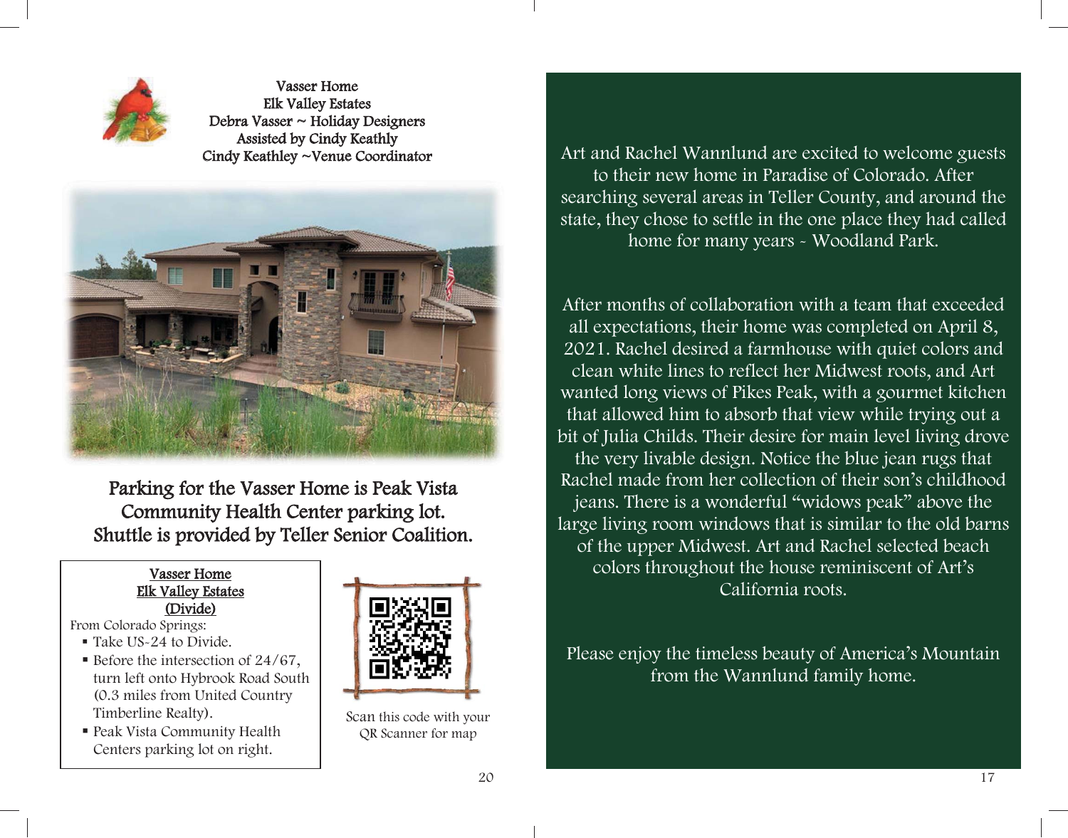Vasser Home
Elk Valley Estates
Debra Vasser ~ Holiday Designers
Assisted by Cindy Keathly
Cindy Keathley ~Venue Coordinator

**Parking for the Vasser Home is Peak Vista Community Health Center parking lot. Shuttle is provided by Teller Senior Coalition.**

**Vasser Home**
**Elk Valley Estates**
**(Divide)**

From Colorado Springs:

- Take US-24 to Divide.
- Before the intersection of 24/67, turn left onto Hybrook Road South (0.3 miles from United Country Timberline Realty).
- Peak Vista Community Health Centers parking lot on right.

Scan this code with your QR Scanner for map

Art and Rachel Wannlund are excited to welcome guests to their new home in Paradise of Colorado. After searching several areas in Teller County, and around the state, they chose to settle in the one place they had called home for many years - Woodland Park.

After months of collaboration with a team that exceeded all expectations, their home was completed on April 8, 2021. Rachel desired a farmhouse with quiet colors and clean white lines to reflect her Midwest roots, and Art wanted long views of Pikes Peak, with a gourmet kitchen that allowed him to absorb that view while trying out a bit of Julia Childs. Their desire for main level living drove the very livable design. Notice the blue jean rugs that Rachel made from her collection of their son's childhood jeans. There is a wonderful "widows peak" above the large living room windows that is similar to the old barns of the upper Midwest. Art and Rachel selected beach colors throughout the house reminiscent of Art's California roots.

Please enjoy the timeless beauty of America's Mountain from the Wannlund family home.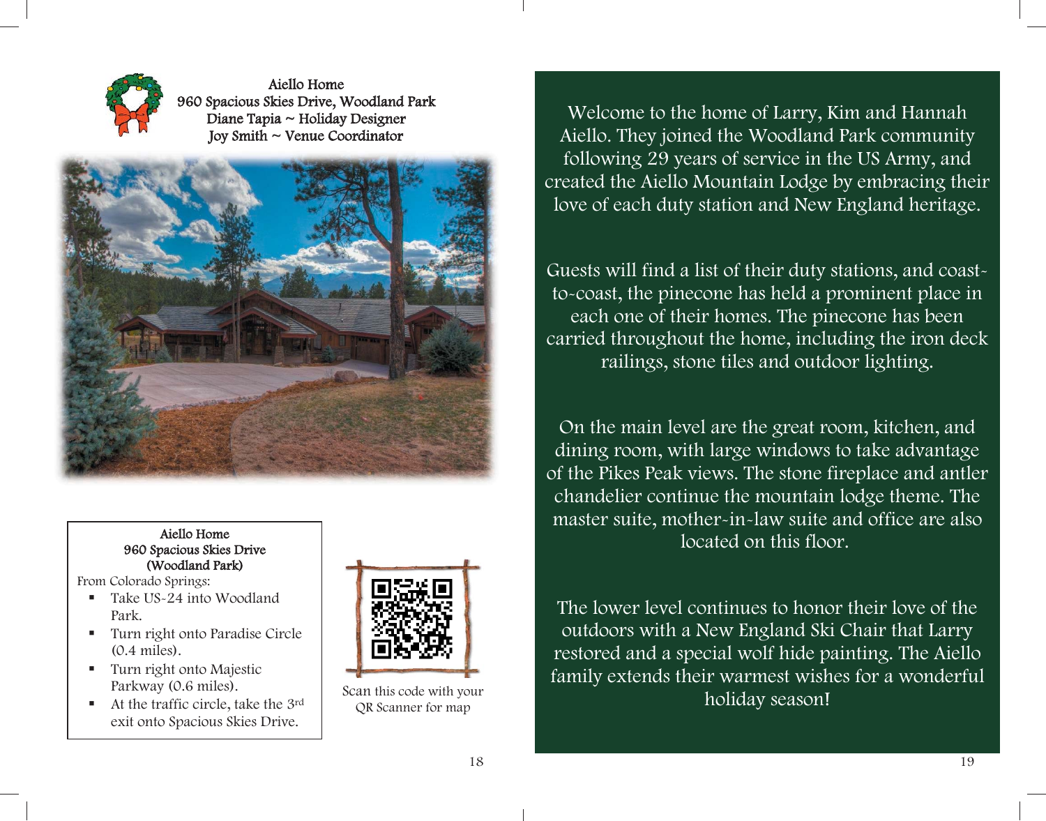Aiello Home
960 Spacious Skies Drive, Woodland Park
Diane Tapia ~ Holiday Designer
Joy Smith ~ Venue Coordinator

**Aiello Home**
**960 Spacious Skies Drive**
**(Woodland Park)**

From Colorado Springs:

- Take US-24 into Woodland Park.
- Turn right onto Paradise Circle (0.4 miles).
- Turn right onto Majestic Parkway (0.6 miles).
- At the traffic circle, take the 3rd exit onto Spacious Skies Drive.

Scan this code with your QR Scanner for map

Welcome to the home of Larry, Kim and Hannah Aiello. They joined the Woodland Park community following 29 years of service in the US Army, and created the Aiello Mountain Lodge by embracing their love of each duty station and New England heritage.

Guests will find a list of their duty stations, and coast-to-coast, the pinecone has held a prominent place in each one of their homes. The pinecone has been carried throughout the home, including the iron deck railings, stone tiles and outdoor lighting.

On the main level are the great room, kitchen, and dining room, with large windows to take advantage of the Pikes Peak views. The stone fireplace and antler chandelier continue the mountain lodge theme. The master suite, mother-in-law suite and office are also located on this floor.

The lower level continues to honor their love of the outdoors with a New England Ski Chair that Larry restored and a special wolf hide painting. The Aiello family extends their warmest wishes for a wonderful holiday season!